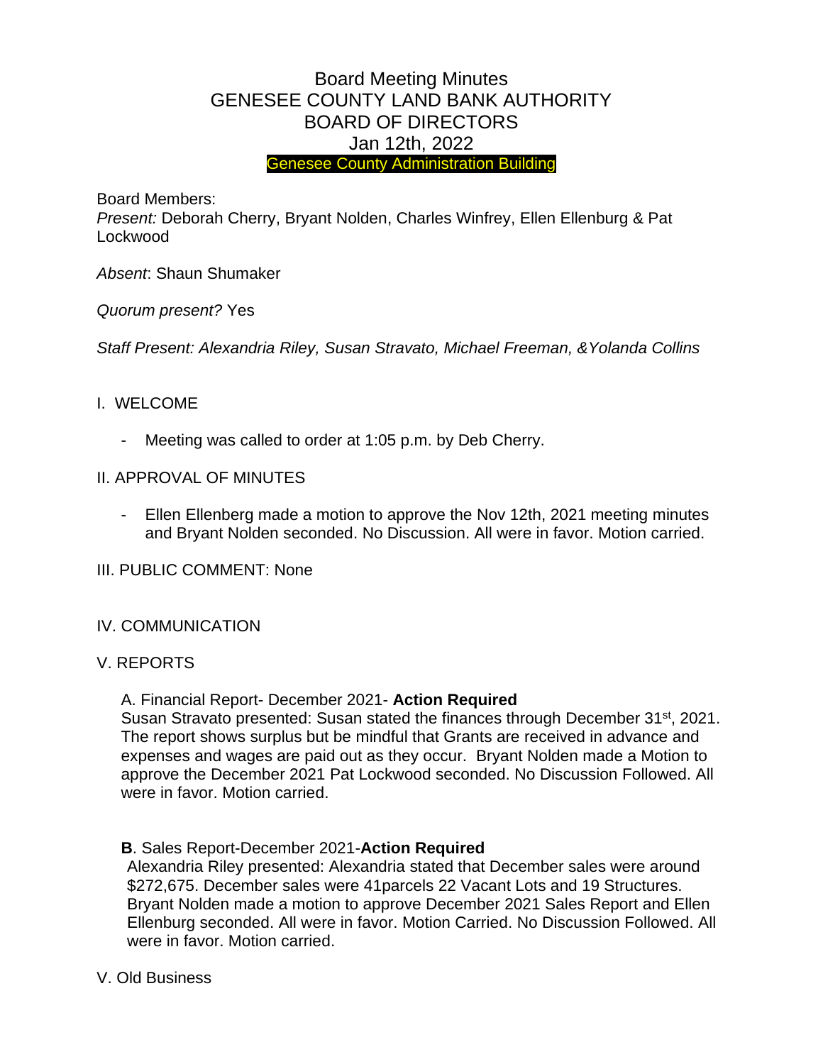# Board Meeting Minutes
# GENESEE COUNTY LAND BANK AUTHORITY
# BOARD OF DIRECTORS
# Jan 12th, 2022

Genesee County Administration Building

Board Members:

*Present:* Deborah Cherry, Bryant Nolden, Charles Winfrey, Ellen Ellenburg & Pat Lockwood

*Absent*: Shaun Shumaker

*Quorum present?* Yes

*Staff Present: Alexandria Riley, Susan Stravato, Michael Freeman, &Yolanda Collins*

## I. WELCOME

- Meeting was called to order at 1:05 p.m. by Deb Cherry.

## II. APPROVAL OF MINUTES

- Ellen Ellenberg made a motion to approve the Nov 12th, 2021 meeting minutes and Bryant Nolden seconded. No Discussion. All were in favor. Motion carried.

## III. PUBLIC COMMENT: None

## IV. COMMUNICATION

## V. REPORTS

A. Financial Report- December 2021- **Action Required**

Susan Stravato presented: Susan stated the finances through December 31st, 2021. The report shows surplus but be mindful that Grants are received in advance and expenses and wages are paid out as they occur. Bryant Nolden made a Motion to approve the December 2021 Pat Lockwood seconded. No Discussion Followed. All were in favor. Motion carried.

**B**. Sales Report-December 2021-**Action Required**

Alexandria Riley presented: Alexandria stated that December sales were around $272,675. December sales were 41parcels 22 Vacant Lots and 19 Structures. Bryant Nolden made a motion to approve December 2021 Sales Report and Ellen Ellenburg seconded. All were in favor. Motion Carried. No Discussion Followed. All were in favor. Motion carried.

## V. Old Business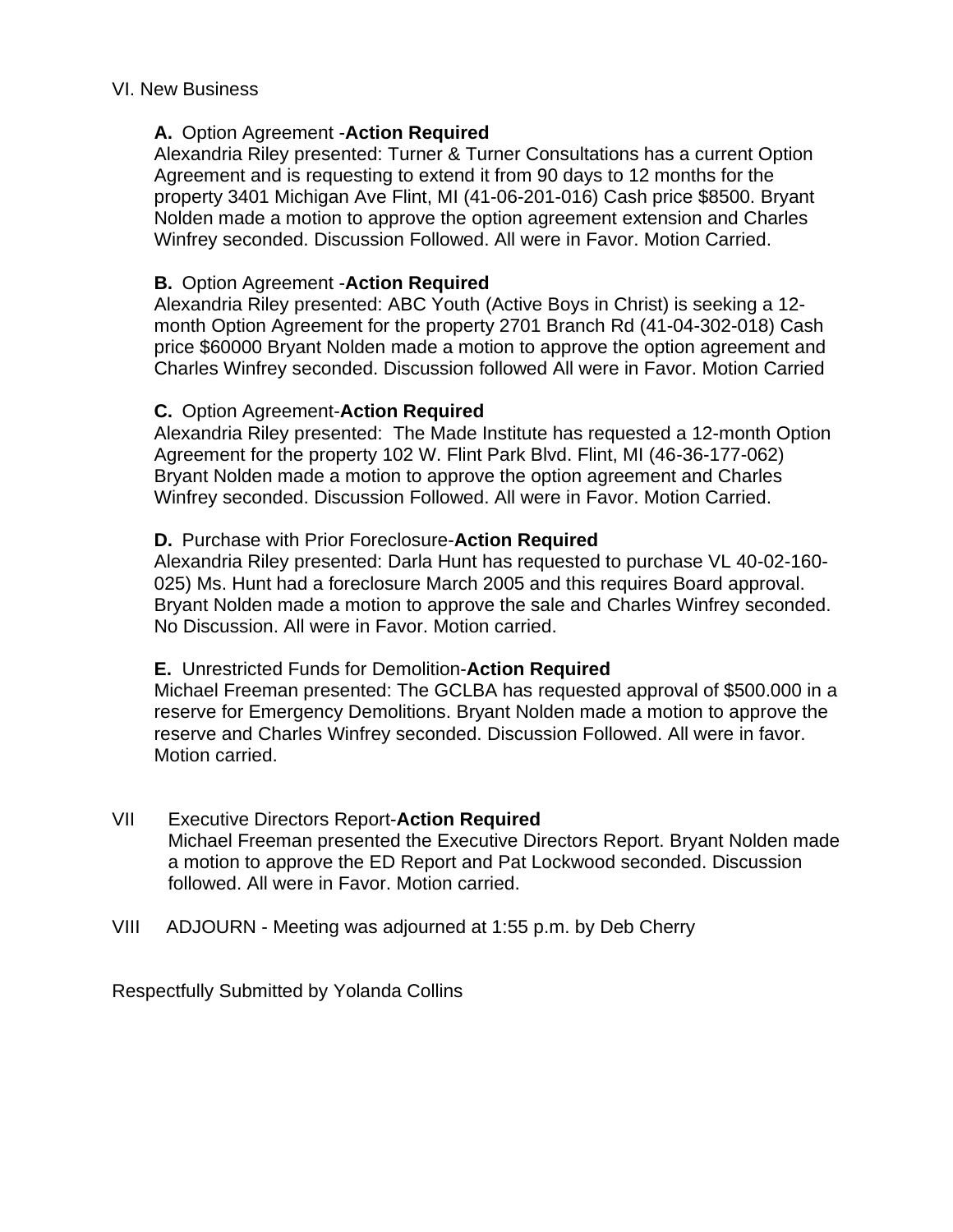VI. New Business

**A.** Option Agreement -**Action Required**
Alexandria Riley presented: Turner & Turner Consultations has a current Option Agreement and is requesting to extend it from 90 days to 12 months for the property 3401 Michigan Ave Flint, MI (41-06-201-016) Cash price $8500. Bryant Nolden made a motion to approve the option agreement extension and Charles Winfrey seconded. Discussion Followed. All were in Favor. Motion Carried.

**B.** Option Agreement -**Action Required**
Alexandria Riley presented: ABC Youth (Active Boys in Christ) is seeking a 12-month Option Agreement for the property 2701 Branch Rd (41-04-302-018) Cash price $60000 Bryant Nolden made a motion to approve the option agreement and Charles Winfrey seconded. Discussion followed All were in Favor. Motion Carried

**C.** Option Agreement-**Action Required**
Alexandria Riley presented: The Made Institute has requested a 12-month Option Agreement for the property 102 W. Flint Park Blvd. Flint, MI (46-36-177-062) Bryant Nolden made a motion to approve the option agreement and Charles Winfrey seconded. Discussion Followed. All were in Favor. Motion Carried.

**D.** Purchase with Prior Foreclosure-**Action Required**
Alexandria Riley presented: Darla Hunt has requested to purchase VL 40-02-160-025) Ms. Hunt had a foreclosure March 2005 and this requires Board approval. Bryant Nolden made a motion to approve the sale and Charles Winfrey seconded. No Discussion. All were in Favor. Motion carried.

**E.** Unrestricted Funds for Demolition-**Action Required**
Michael Freeman presented: The GCLBA has requested approval of $500.000 in a reserve for Emergency Demolitions. Bryant Nolden made a motion to approve the reserve and Charles Winfrey seconded. Discussion Followed. All were in favor. Motion carried.

VII Executive Directors Report-**Action Required**
Michael Freeman presented the Executive Directors Report. Bryant Nolden made a motion to approve the ED Report and Pat Lockwood seconded. Discussion followed. All were in Favor. Motion carried.

VIII ADJOURN - Meeting was adjourned at 1:55 p.m. by Deb Cherry

Respectfully Submitted by Yolanda Collins